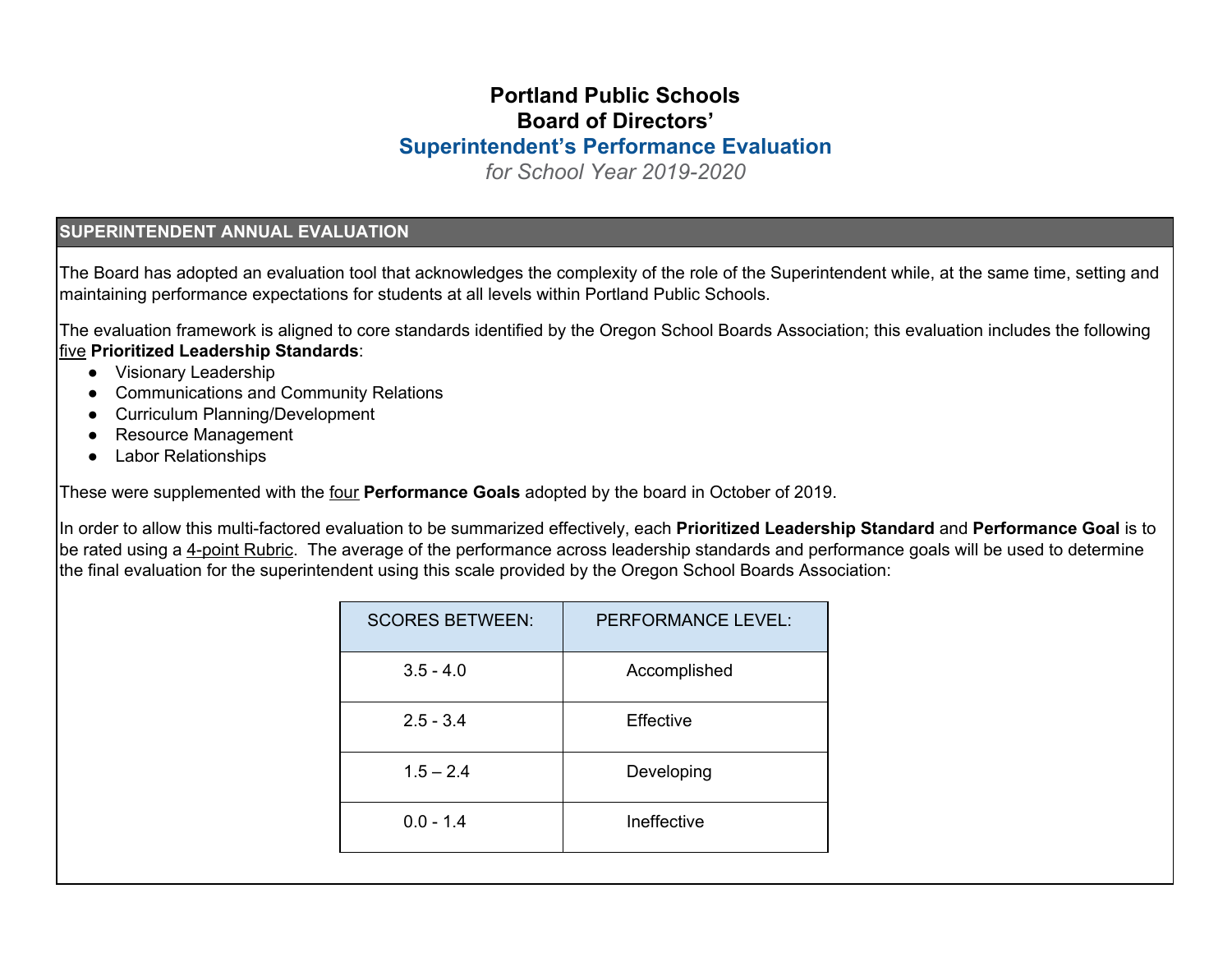# Portland Public Schools
# Board of Directors'
## Superintendent's Performance Evaluation
*for School Year 2019-2020*

### SUPERINTENDENT ANNUAL EVALUATION

The Board has adopted an evaluation tool that acknowledges the complexity of the role of the Superintendent while, at the same time, setting and maintaining performance expectations for students at all levels within Portland Public Schools.

The evaluation framework is aligned to core standards identified by the Oregon School Boards Association; this evaluation includes the following five **Prioritized Leadership Standards**:

- Visionary Leadership
- Communications and Community Relations
- Curriculum Planning/Development
- Resource Management
- Labor Relationships

These were supplemented with the four **Performance Goals** adopted by the board in October of 2019.

In order to allow this multi-factored evaluation to be summarized effectively, each **Prioritized Leadership Standard** and **Performance Goal** is to be rated using a 4-point Rubric. The average of the performance across leadership standards and performance goals will be used to determine the final evaluation for the superintendent using this scale provided by the Oregon School Boards Association:

| SCORES BETWEEN: | PERFORMANCE LEVEL: |
| --- | --- |
| 3.5 - 4.0 | Accomplished |
| 2.5 - 3.4 | Effective |
| 1.5 – 2.4 | Developing |
| 0.0 - 1.4 | Ineffective |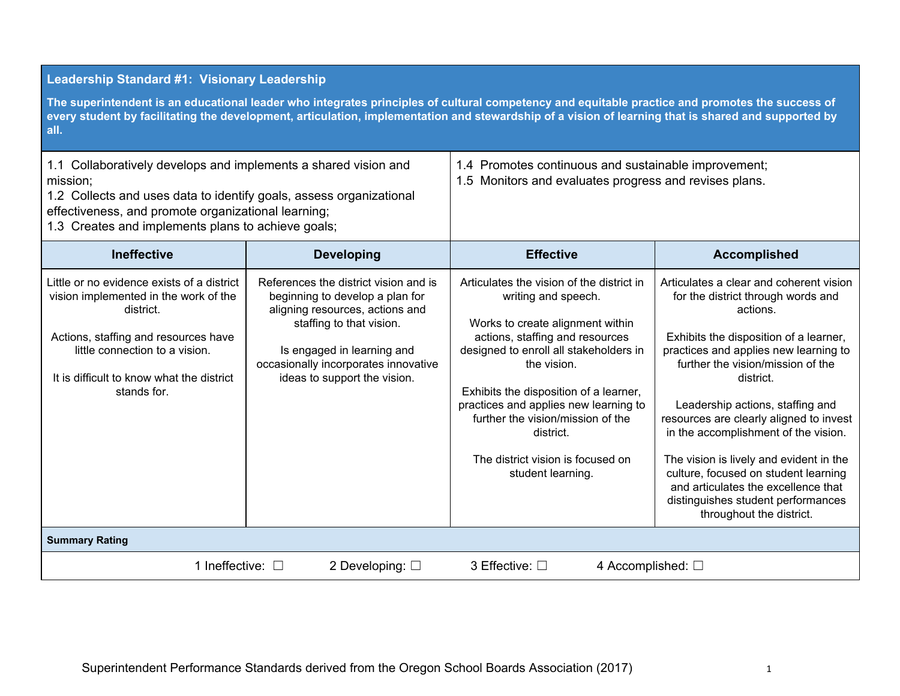## Leadership Standard #1: Visionary Leadership

**The superintendent is an educational leader who integrates principles of cultural competency and equitable practice and promotes the success of every student by facilitating the development, articulation, implementation and stewardship of a vision of learning that is shared and supported by all.**

1.1 Collaboratively develops and implements a shared vision and mission;
1.2 Collects and uses data to identify goals, assess organizational effectiveness, and promote organizational learning;
1.3 Creates and implements plans to achieve goals;
1.4 Promotes continuous and sustainable improvement;
1.5 Monitors and evaluates progress and revises plans.

| Ineffective | Developing | Effective | Accomplished |
|---|---|---|---|
| Little or no evidence exists of a district vision implemented in the work of the district.<br><br>Actions, staffing and resources have little connection to a vision.<br><br>It is difficult to know what the district stands for. | References the district vision and is beginning to develop a plan for aligning resources, actions and staffing to that vision.<br><br>Is engaged in learning and occasionally incorporates innovative ideas to support the vision. | Articulates the vision of the district in writing and speech.<br><br>Works to create alignment within actions, staffing and resources designed to enroll all stakeholders in the vision.<br><br>Exhibits the disposition of a learner, practices and applies new learning to further the vision/mission of the district.<br><br>The district vision is focused on student learning. | Articulates a clear and coherent vision for the district through words and actions.<br><br>Exhibits the disposition of a learner, practices and applies new learning to further the vision/mission of the district.<br><br>Leadership actions, staffing and resources are clearly aligned to invest in the accomplishment of the vision.<br><br>The vision is lively and evident in the culture, focused on student learning and articulates the excellence that distinguishes student performances throughout the district. |

**Summary Rating**

1 Ineffective: ☐ 2 Developing: ☐ 3 Effective: ☐ 4 Accomplished: ☐

Superintendent Performance Standards derived from the Oregon School Boards Association (2017)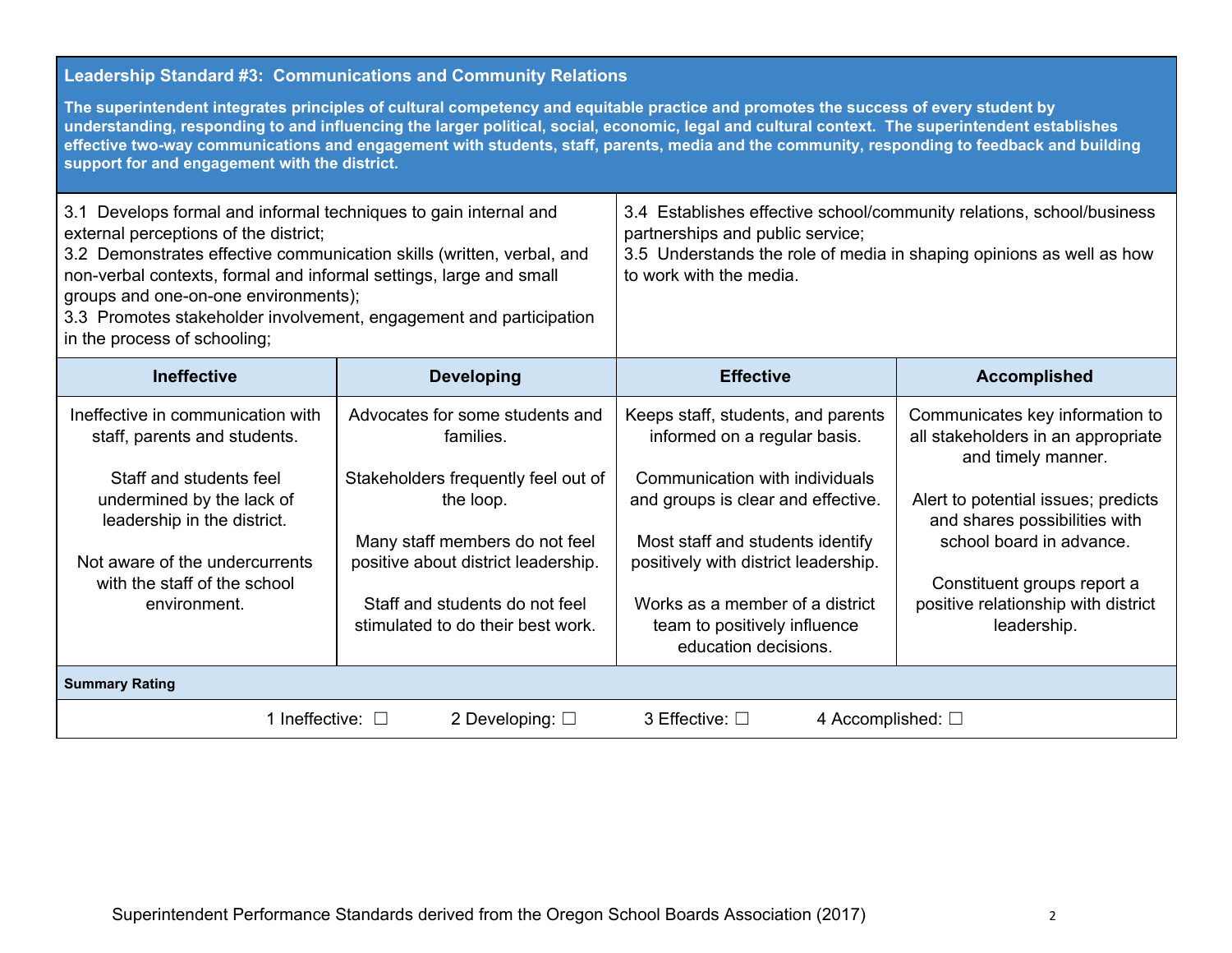## Leadership Standard #3: Communications and Community Relations

**The superintendent integrates principles of cultural competency and equitable practice and promotes the success of every student by understanding, responding to and influencing the larger political, social, economic, legal and cultural context. The superintendent establishes effective two-way communications and engagement with students, staff, parents, media and the community, responding to feedback and building support for and engagement with the district.**

3.1 Develops formal and informal techniques to gain internal and external perceptions of the district;
3.2 Demonstrates effective communication skills (written, verbal, and non-verbal contexts, formal and informal settings, large and small groups and one-on-one environments);
3.3 Promotes stakeholder involvement, engagement and participation in the process of schooling;
3.4 Establishes effective school/community relations, school/business partnerships and public service;
3.5 Understands the role of media in shaping opinions as well as how to work with the media.

| Ineffective | Developing | Effective | Accomplished |
|---|---|---|---|
| Ineffective in communication with staff, parents and students.<br><br>Staff and students feel undermined by the lack of leadership in the district.<br><br>Not aware of the undercurrents with the staff of the school environment. | Advocates for some students and families.<br><br>Stakeholders frequently feel out of the loop.<br><br>Many staff members do not feel positive about district leadership.<br><br>Staff and students do not feel stimulated to do their best work. | Keeps staff, students, and parents informed on a regular basis.<br><br>Communication with individuals and groups is clear and effective.<br><br>Most staff and students identify positively with district leadership.<br><br>Works as a member of a district team to positively influence education decisions. | Communicates key information to all stakeholders in an appropriate and timely manner.<br><br>Alert to potential issues; predicts and shares possibilities with school board in advance.<br><br>Constituent groups report a positive relationship with district leadership. |

**Summary Rating**

1 Ineffective: ☐ 2 Developing: ☐ 3 Effective: ☐ 4 Accomplished: ☐

Superintendent Performance Standards derived from the Oregon School Boards Association (2017)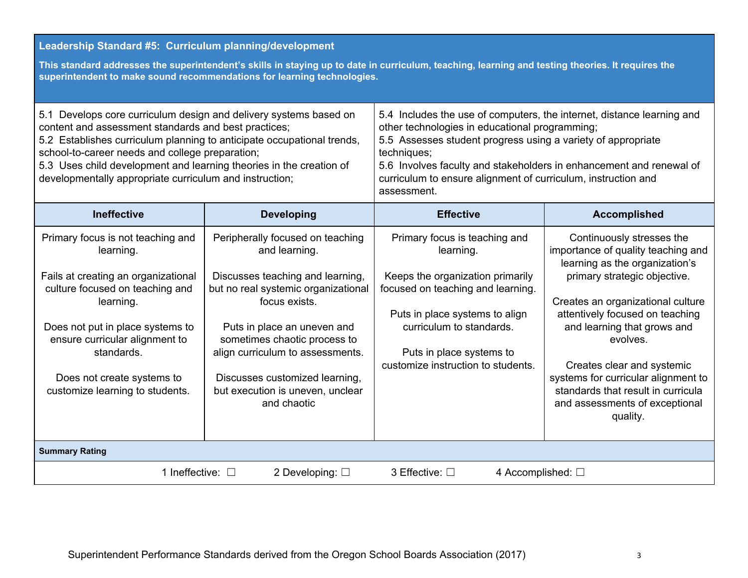## Leadership Standard #5: Curriculum planning/development

**This standard addresses the superintendent's skills in staying up to date in curriculum, teaching, learning and testing theories. It requires the superintendent to make sound recommendations for learning technologies.**

5.1 Develops core curriculum design and delivery systems based on content and assessment standards and best practices;
5.2 Establishes curriculum planning to anticipate occupational trends, school-to-career needs and college preparation;
5.3 Uses child development and learning theories in the creation of developmentally appropriate curriculum and instruction;
5.4 Includes the use of computers, the internet, distance learning and other technologies in educational programming;
5.5 Assesses student progress using a variety of appropriate techniques;
5.6 Involves faculty and stakeholders in enhancement and renewal of curriculum to ensure alignment of curriculum, instruction and assessment.

| Ineffective | Developing | Effective | Accomplished |
|---|---|---|---|
| Primary focus is not teaching and learning.<br><br>Fails at creating an organizational culture focused on teaching and learning.<br><br>Does not put in place systems to ensure curricular alignment to standards.<br><br>Does not create systems to customize learning to students. | Peripherally focused on teaching and learning.<br><br>Discusses teaching and learning, but no real systemic organizational focus exists.<br><br>Puts in place an uneven and sometimes chaotic process to align curriculum to assessments.<br><br>Discusses customized learning, but execution is uneven, unclear and chaotic | Primary focus is teaching and learning.<br><br>Keeps the organization primarily focused on teaching and learning.<br><br>Puts in place systems to align curriculum to standards.<br><br>Puts in place systems to customize instruction to students. | Continuously stresses the importance of quality teaching and learning as the organization's primary strategic objective.<br><br>Creates an organizational culture attentively focused on teaching and learning that grows and evolves.<br><br>Creates clear and systemic systems for curricular alignment to standards that result in curricula and assessments of exceptional quality. |

**Summary Rating**

1 Ineffective: ☐ 2 Developing: ☐ 3 Effective: ☐ 4 Accomplished: ☐

Superintendent Performance Standards derived from the Oregon School Boards Association (2017)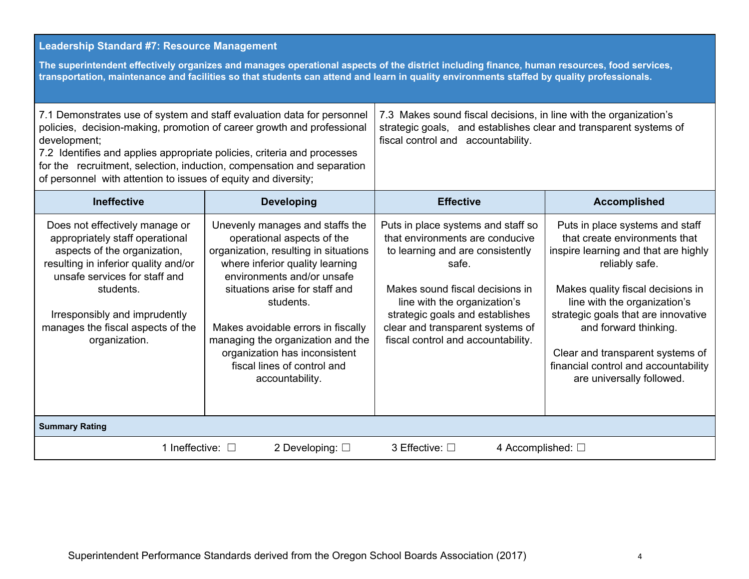| Leadership Standard #7: Resource Management<br><br>The superintendent effectively organizes and manages operational aspects of the district including finance, human resources, food services, transportation, maintenance and facilities so that students can attend and learn in quality environments staffed by quality professionals. | | | |
|---|---|---|---|
| 7.1 Demonstrates use of system and staff evaluation data for personnel policies, decision-making, promotion of career growth and professional development;<br>7.2 Identifies and applies appropriate policies, criteria and processes for the recruitment, selection, induction, compensation and separation of personnel with attention to issues of equity and diversity; | | 7.3 Makes sound fiscal decisions, in line with the organization's strategic goals, and establishes clear and transparent systems of fiscal control and accountability. | |
| **Ineffective** | **Developing** | **Effective** | **Accomplished** |
| Does not effectively manage or appropriately staff operational aspects of the organization, resulting in inferior quality and/or unsafe services for staff and students.<br><br>Irresponsibly and imprudently manages the fiscal aspects of the organization. | Unevenly manages and staffs the operational aspects of the organization, resulting in situations where inferior quality learning environments and/or unsafe situations arise for staff and students.<br><br>Makes avoidable errors in fiscally managing the organization and the organization has inconsistent fiscal lines of control and accountability. | Puts in place systems and staff so that environments are conducive to learning and are consistently safe.<br><br>Makes sound fiscal decisions in line with the organization's strategic goals and establishes clear and transparent systems of fiscal control and accountability. | Puts in place systems and staff that create environments that inspire learning and that are highly reliably safe.<br><br>Makes quality fiscal decisions in line with the organization's strategic goals that are innovative and forward thinking.<br><br>Clear and transparent systems of financial control and accountability are universally followed. |
| **Summary Rating** | | | |
| 1 Ineffective: ☐ | 2 Developing: ☐ | 3 Effective: ☐ | 4 Accomplished: ☐ |

Superintendent Performance Standards derived from the Oregon School Boards Association (2017)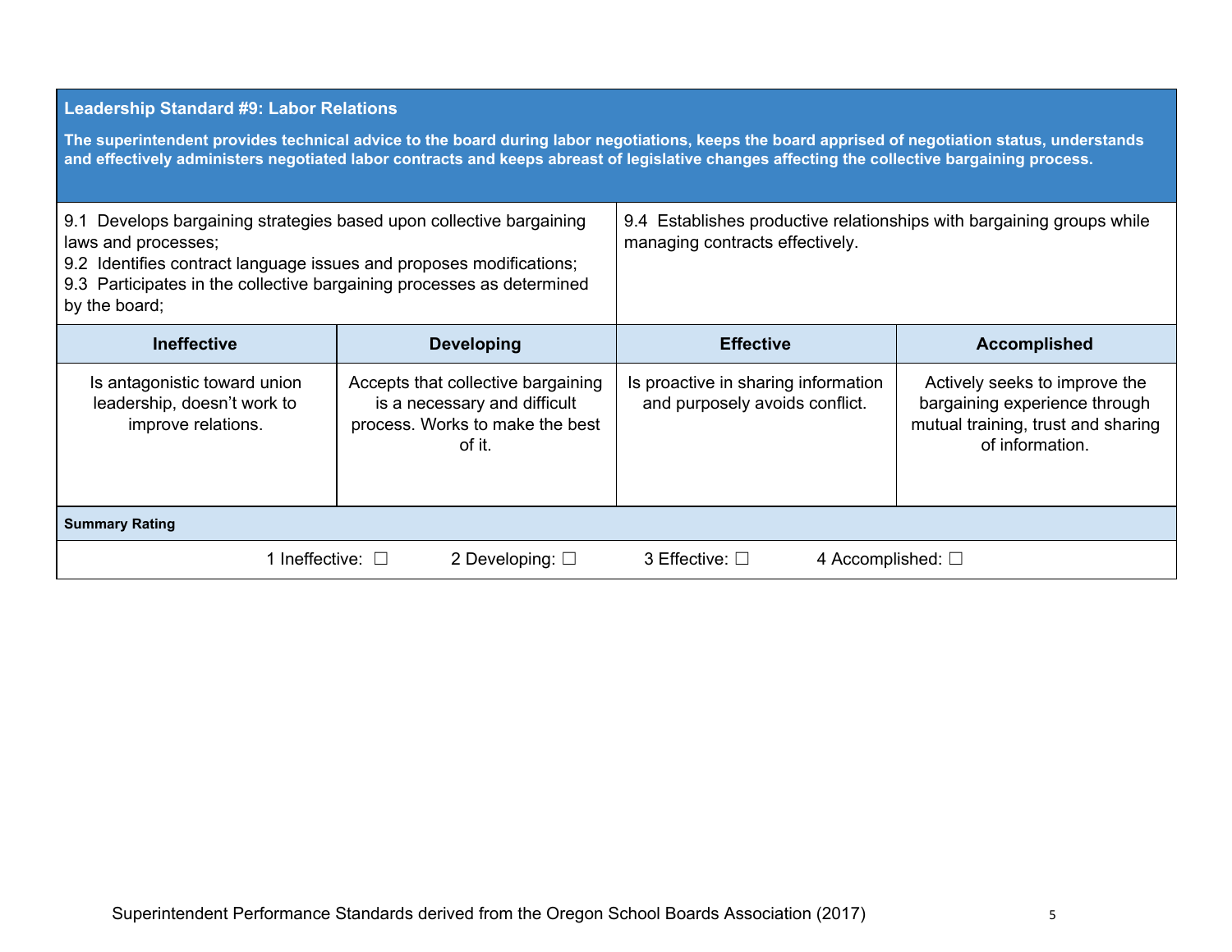## Leadership Standard #9: Labor Relations

**The superintendent provides technical advice to the board during labor negotiations, keeps the board apprised of negotiation status, understands and effectively administers negotiated labor contracts and keeps abreast of legislative changes affecting the collective bargaining process.**

| | |
|---|---|
| 9.1 Develops bargaining strategies based upon collective bargaining laws and processes;<br>9.2 Identifies contract language issues and proposes modifications;<br>9.3 Participates in the collective bargaining processes as determined by the board; | 9.4 Establishes productive relationships with bargaining groups while managing contracts effectively. |

| Ineffective | Developing | Effective | Accomplished |
|---|---|---|---|
| Is antagonistic toward union leadership, doesn't work to improve relations. | Accepts that collective bargaining is a necessary and difficult process. Works to make the best of it. | Is proactive in sharing information and purposely avoids conflict. | Actively seeks to improve the bargaining experience through mutual training, trust and sharing of information. |

**Summary Rating**

1 Ineffective: ☐ 2 Developing: ☐ 3 Effective: ☐ 4 Accomplished: ☐

Superintendent Performance Standards derived from the Oregon School Boards Association (2017)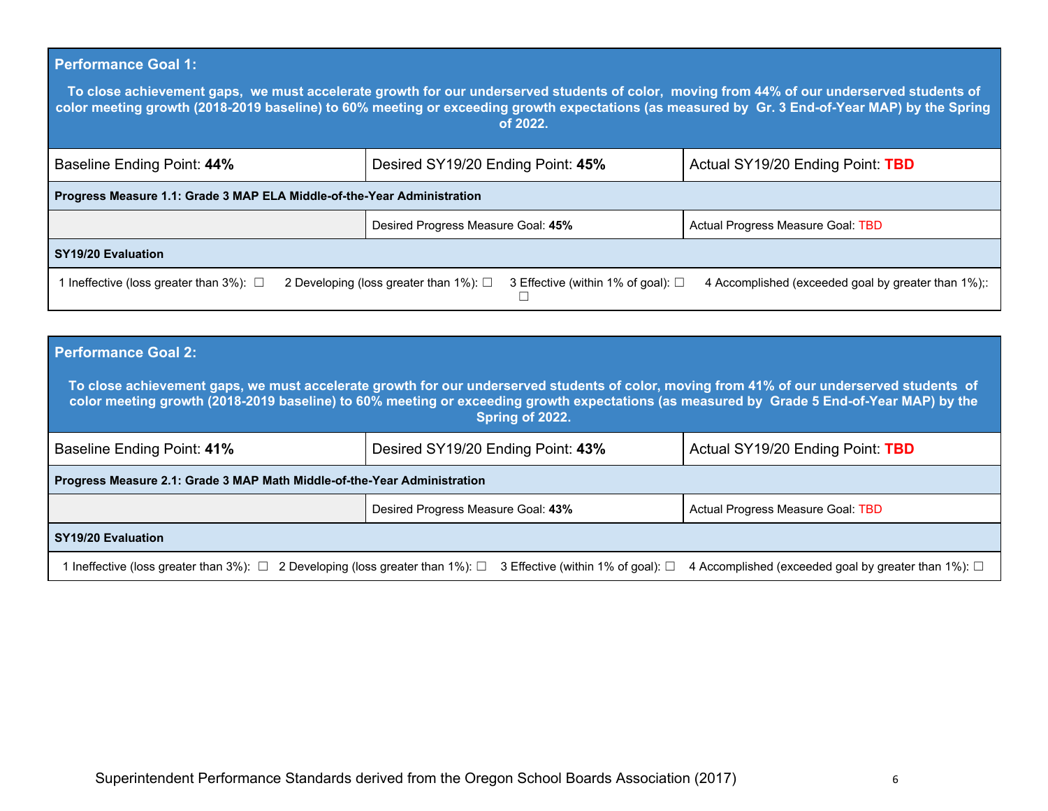| **Performance Goal 1:** **To close achievement gaps, we must accelerate growth for our underserved students of color, moving from 44% of our underserved students of color meeting growth (2018-2019 baseline) to 60% meeting or exceeding growth expectations (as measured by Gr. 3 End-of-Year MAP) by the Spring of 2022.** | | |
|---|---|---|
| Baseline Ending Point: **44%** | Desired SY19/20 Ending Point: **45%** | Actual SY19/20 Ending Point: **TBD** |
| **Progress Measure 1.1: Grade 3 MAP ELA Middle-of-the-Year Administration** | | |
| | Desired Progress Measure Goal: **45%** | Actual Progress Measure Goal: TBD |
| **SY19/20 Evaluation** | | |
| 1 Ineffective (loss greater than 3%): ☐ 2 Developing (loss greater than 1%): ☐ 3 Effective (within 1% of goal): ☐ 4 Accomplished (exceeded goal by greater than 1%);: ☐ | | |

| **Performance Goal 2:** **To close achievement gaps, we must accelerate growth for our underserved students of color, moving from 41% of our underserved students of color meeting growth (2018-2019 baseline) to 60% meeting or exceeding growth expectations (as measured by Grade 5 End-of-Year MAP) by the Spring of 2022.** | | |
|---|---|---|
| Baseline Ending Point: **41%** | Desired SY19/20 Ending Point: **43%** | Actual SY19/20 Ending Point: **TBD** |
| **Progress Measure 2.1: Grade 3 MAP Math Middle-of-the-Year Administration** | | |
| | Desired Progress Measure Goal: **43%** | Actual Progress Measure Goal: TBD |
| **SY19/20 Evaluation** | | |
| 1 Ineffective (loss greater than 3%): ☐ 2 Developing (loss greater than 1%): ☐ 3 Effective (within 1% of goal): ☐ 4 Accomplished (exceeded goal by greater than 1%): ☐ | | |

Superintendent Performance Standards derived from the Oregon School Boards Association (2017)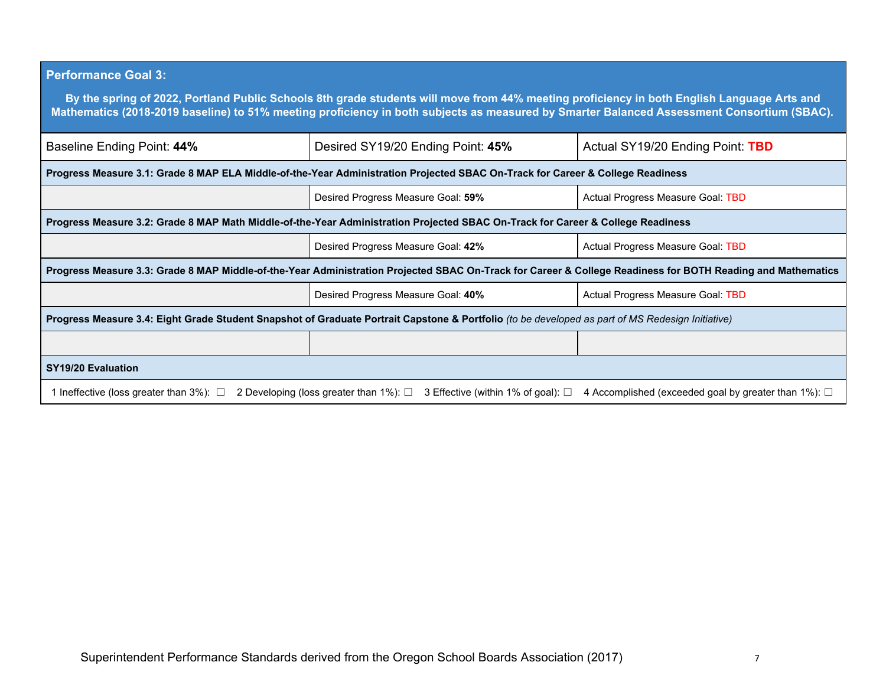| **Performance Goal 3:**<br><br>**By the spring of 2022, Portland Public Schools 8th grade students will move from 44% meeting proficiency in both English Language Arts and Mathematics (2018-2019 baseline) to 51% meeting proficiency in both subjects as measured by Smarter Balanced Assessment Consortium (SBAC).** | | |
|---|---|---|
| Baseline Ending Point: **44%** | Desired SY19/20 Ending Point: **45%** | Actual SY19/20 Ending Point: **TBD** |
| **Progress Measure 3.1: Grade 8 MAP ELA Middle-of-the-Year Administration Projected SBAC On-Track for Career & College Readiness** | | |
| | Desired Progress Measure Goal: **59%** | Actual Progress Measure Goal: TBD |
| **Progress Measure 3.2: Grade 8 MAP Math Middle-of-the-Year Administration Projected SBAC On-Track for Career & College Readiness** | | |
| | Desired Progress Measure Goal: **42%** | Actual Progress Measure Goal: TBD |
| **Progress Measure 3.3: Grade 8 MAP Middle-of-the-Year Administration Projected SBAC On-Track for Career & College Readiness for BOTH Reading and Mathematics** | | |
| | Desired Progress Measure Goal: **40%** | Actual Progress Measure Goal: TBD |
| **Progress Measure 3.4: Eight Grade Student Snapshot of Graduate Portrait Capstone & Portfolio** *(to be developed as part of MS Redesign Initiative)* | | |
| | | |
| **SY19/20 Evaluation** | | |
| 1 Ineffective (loss greater than 3%): ☐ 2 Developing (loss greater than 1%): ☐ 3 Effective (within 1% of goal): ☐ 4 Accomplished (exceeded goal by greater than 1%): ☐ | | |

Superintendent Performance Standards derived from the Oregon School Boards Association (2017)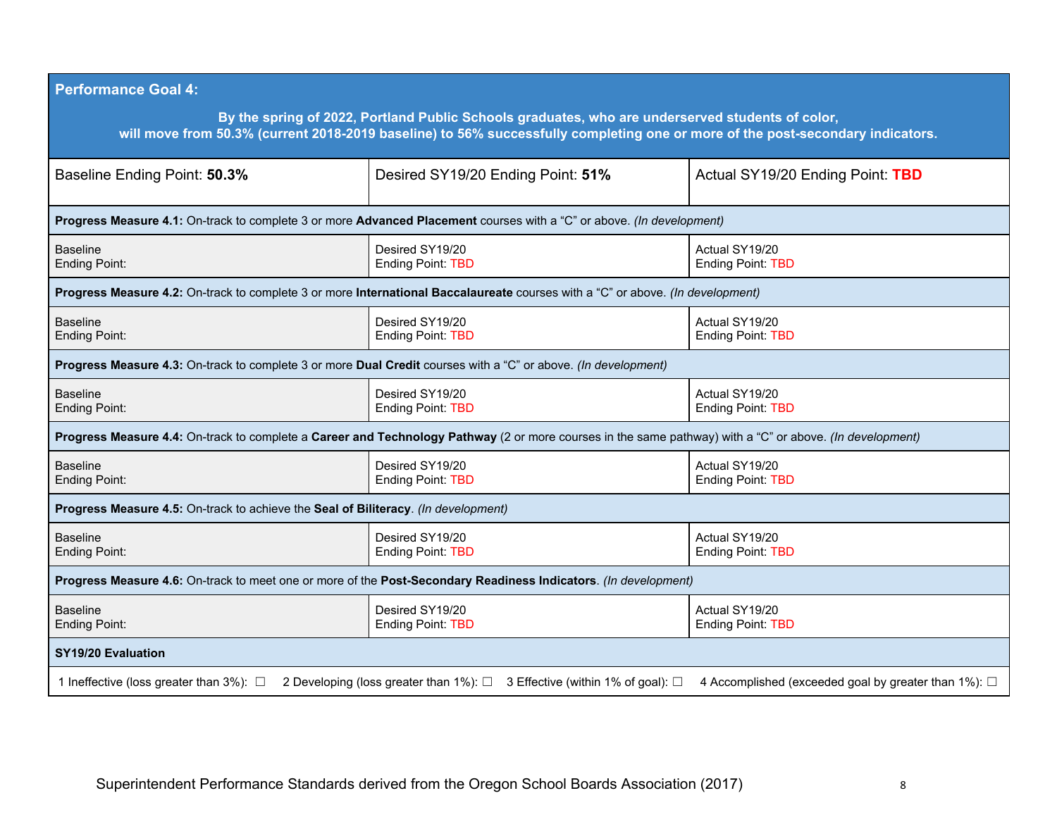| **Performance Goal 4:** | | |
|---|---|---|
| **By the spring of 2022, Portland Public Schools graduates, who are underserved students of color, will move from 50.3% (current 2018-2019 baseline) to 56% successfully completing one or more of the post-secondary indicators.** | | |
| Baseline Ending Point: **50.3%** | Desired SY19/20 Ending Point: **51%** | Actual SY19/20 Ending Point: **TBD** |
| **Progress Measure 4.1:** On-track to complete 3 or more **Advanced Placement** courses with a "C" or above. *(In development)* | | |
| Baseline Ending Point: | Desired SY19/20 Ending Point: TBD | Actual SY19/20 Ending Point: TBD |
| **Progress Measure 4.2:** On-track to complete 3 or more **International Baccalaureate** courses with a "C" or above. *(In development)* | | |
| Baseline Ending Point: | Desired SY19/20 Ending Point: TBD | Actual SY19/20 Ending Point: TBD |
| **Progress Measure 4.3:** On-track to complete 3 or more **Dual Credit** courses with a "C" or above. *(In development)* | | |
| Baseline Ending Point: | Desired SY19/20 Ending Point: TBD | Actual SY19/20 Ending Point: TBD |
| **Progress Measure 4.4:** On-track to complete a **Career and Technology Pathway** (2 or more courses in the same pathway) with a "C" or above. *(In development)* | | |
| Baseline Ending Point: | Desired SY19/20 Ending Point: TBD | Actual SY19/20 Ending Point: TBD |
| **Progress Measure 4.5:** On-track to achieve the **Seal of Biliteracy**. *(In development)* | | |
| Baseline Ending Point: | Desired SY19/20 Ending Point: TBD | Actual SY19/20 Ending Point: TBD |
| **Progress Measure 4.6:** On-track to meet one or more of the **Post-Secondary Readiness Indicators**. *(In development)* | | |
| Baseline Ending Point: | Desired SY19/20 Ending Point: TBD | Actual SY19/20 Ending Point: TBD |
| **SY19/20 Evaluation** | | |
| 1 Ineffective (loss greater than 3%): ☐ 2 Developing (loss greater than 1%): ☐ 3 Effective (within 1% of goal): ☐ 4 Accomplished (exceeded goal by greater than 1%): ☐ | | |

Superintendent Performance Standards derived from the Oregon School Boards Association (2017)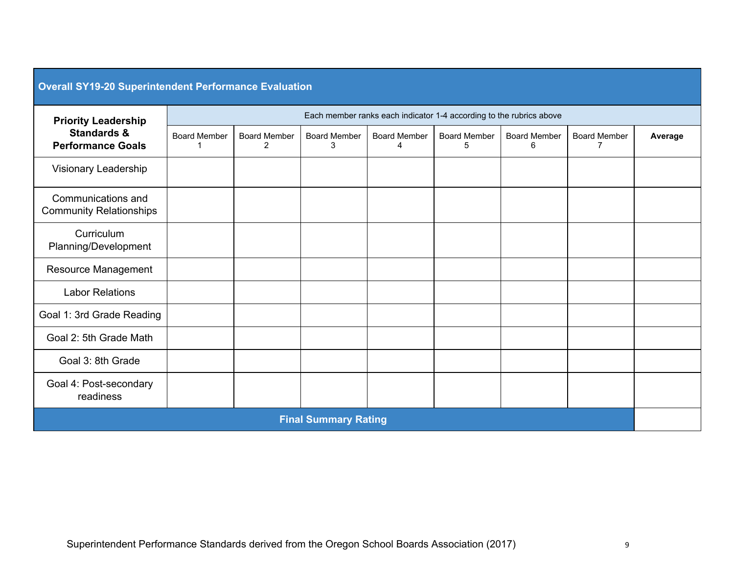| Overall SY19-20 Superintendent Performance Evaluation | | | | | | | | |
|---|---|---|---|---|---|---|---|---|
| **Priority Leadership Standards & Performance Goals** | Each member ranks each indicator 1-4 according to the rubrics above | | | | | | | |
| | Board Member 1 | Board Member 2 | Board Member 3 | Board Member 4 | Board Member 5 | Board Member 6 | Board Member 7 | **Average** |
| Visionary Leadership | | | | | | | | |
| Communications and Community Relationships | | | | | | | | |
| Curriculum Planning/Development | | | | | | | | |
| Resource Management | | | | | | | | |
| Labor Relations | | | | | | | | |
| Goal 1: 3rd Grade Reading | | | | | | | | |
| Goal 2: 5th Grade Math | | | | | | | | |
| Goal 3: 8th Grade | | | | | | | | |
| Goal 4: Post-secondary readiness | | | | | | | | |
| **Final Summary Rating** | | | | | | | | |

Superintendent Performance Standards derived from the Oregon School Boards Association (2017)